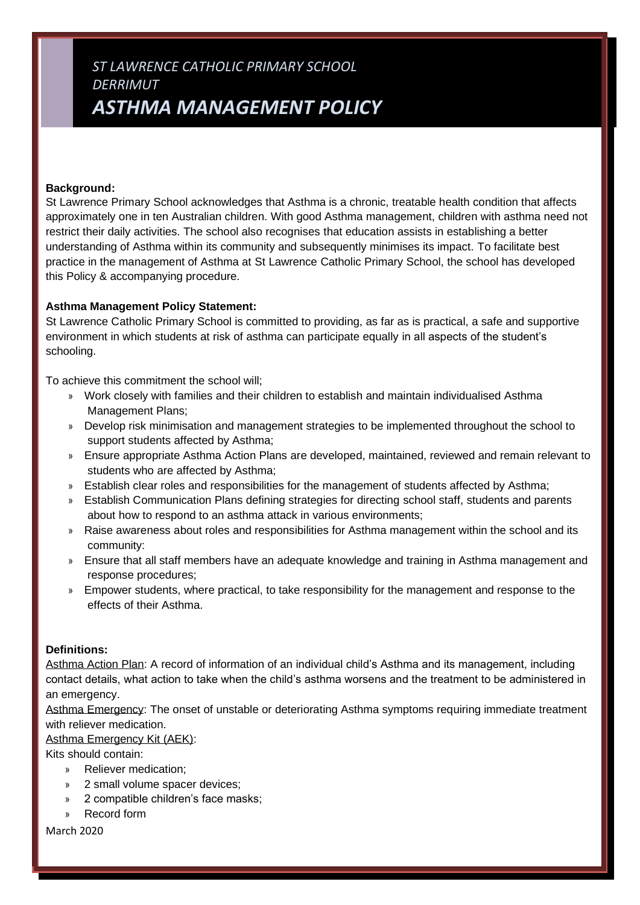# ST LAWRENCE CATHOLIC PRIMARY SCHOOL DERRIMUT

# ASTHMA MANAGEMENT POLICY

**Background:**

St Lawrence Primary School acknowledges that Asthma is a chronic, treatable health condition that affects approximately one in ten Australian children. With good Asthma management, children with asthma need not restrict their daily activities. The school also recognises that education assists in establishing a better understanding of Asthma within its community and subsequently minimises its impact. To facilitate best practice in the management of Asthma at St Lawrence Catholic Primary School, the school has developed this Policy & accompanying procedure.

**Asthma Management Policy Statement:**

St Lawrence Catholic Primary School is committed to providing, as far as is practical, a safe and supportive environment in which students at risk of asthma can participate equally in all aspects of the student's schooling.

To achieve this commitment the school will;

- Work closely with families and their children to establish and maintain individualised Asthma Management Plans;
- Develop risk minimisation and management strategies to be implemented throughout the school to support students affected by Asthma;
- Ensure appropriate Asthma Action Plans are developed, maintained, reviewed and remain relevant to students who are affected by Asthma;
- Establish clear roles and responsibilities for the management of students affected by Asthma;
- Establish Communication Plans defining strategies for directing school staff, students and parents about how to respond to an asthma attack in various environments;
- Raise awareness about roles and responsibilities for Asthma management within the school and its community:
- Ensure that all staff members have an adequate knowledge and training in Asthma management and response procedures;
- Empower students, where practical, to take responsibility for the management and response to the effects of their Asthma.

**Definitions:**

Asthma Action Plan: A record of information of an individual child's Asthma and its management, including contact details, what action to take when the child's asthma worsens and the treatment to be administered in an emergency.

Asthma Emergency: The onset of unstable or deteriorating Asthma symptoms requiring immediate treatment with reliever medication.

Asthma Emergency Kit (AEK):

Kits should contain:

- Reliever medication;
- 2 small volume spacer devices;
- 2 compatible children's face masks;
- Record form

March 2020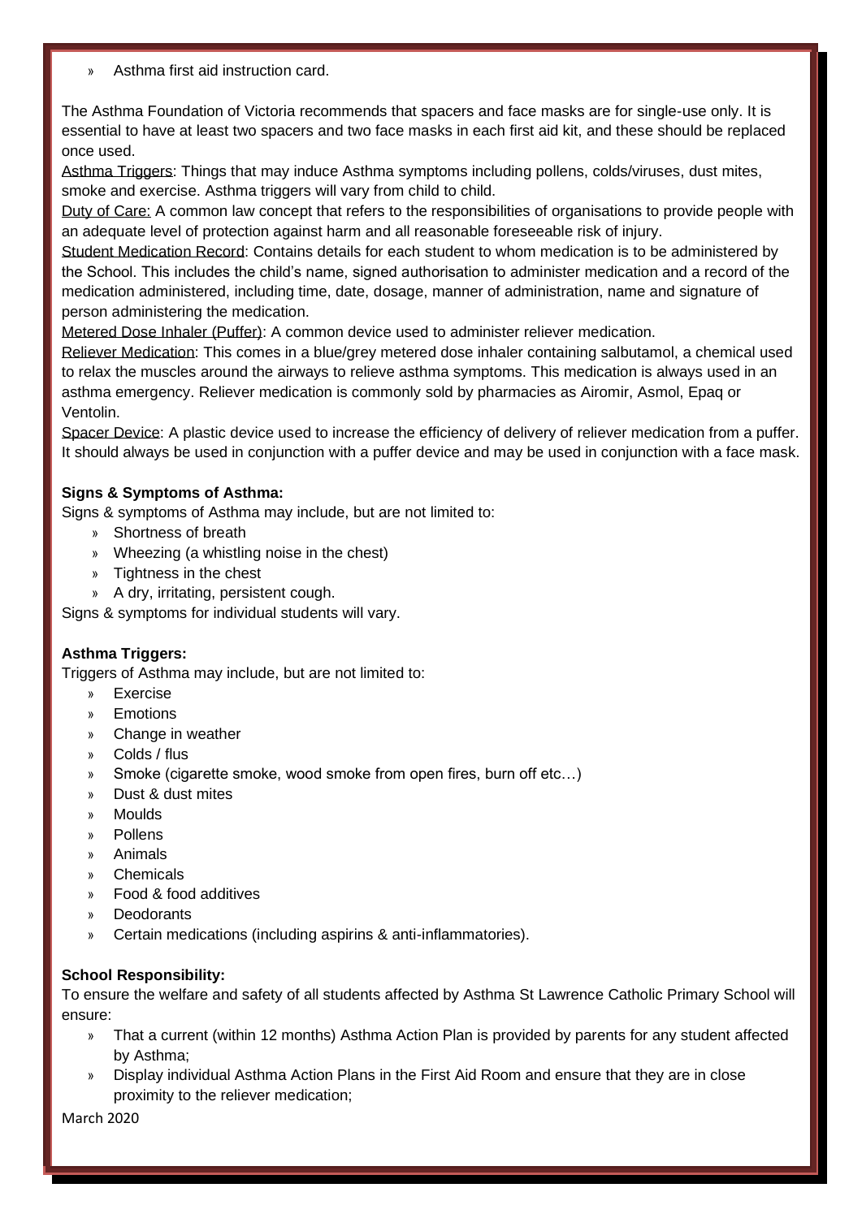- Asthma first aid instruction card.

The Asthma Foundation of Victoria recommends that spacers and face masks are for single-use only. It is essential to have at least two spacers and two face masks in each first aid kit, and these should be replaced once used.

Asthma Triggers: Things that may induce Asthma symptoms including pollens, colds/viruses, dust mites, smoke and exercise. Asthma triggers will vary from child to child.

Duty of Care: A common law concept that refers to the responsibilities of organisations to provide people with an adequate level of protection against harm and all reasonable foreseeable risk of injury.

Student Medication Record: Contains details for each student to whom medication is to be administered by the School. This includes the child's name, signed authorisation to administer medication and a record of the medication administered, including time, date, dosage, manner of administration, name and signature of person administering the medication.

Metered Dose Inhaler (Puffer): A common device used to administer reliever medication.

Reliever Medication: This comes in a blue/grey metered dose inhaler containing salbutamol, a chemical used to relax the muscles around the airways to relieve asthma symptoms. This medication is always used in an asthma emergency. Reliever medication is commonly sold by pharmacies as Airomir, Asmol, Epaq or Ventolin.

Spacer Device: A plastic device used to increase the efficiency of delivery of reliever medication from a puffer. It should always be used in conjunction with a puffer device and may be used in conjunction with a face mask.

**Signs & Symptoms of Asthma:**

Signs & symptoms of Asthma may include, but are not limited to:

- Shortness of breath
- Wheezing (a whistling noise in the chest)
- Tightness in the chest
- A dry, irritating, persistent cough.

Signs & symptoms for individual students will vary.

**Asthma Triggers:**

Triggers of Asthma may include, but are not limited to:

- Exercise
- Emotions
- Change in weather
- Colds / flus
- Smoke (cigarette smoke, wood smoke from open fires, burn off etc…)
- Dust & dust mites
- Moulds
- Pollens
- Animals
- Chemicals
- Food & food additives
- Deodorants
- Certain medications (including aspirins & anti-inflammatories).

**School Responsibility:**

To ensure the welfare and safety of all students affected by Asthma St Lawrence Catholic Primary School will ensure:

- That a current (within 12 months) Asthma Action Plan is provided by parents for any student affected by Asthma;
- Display individual Asthma Action Plans in the First Aid Room and ensure that they are in close proximity to the reliever medication;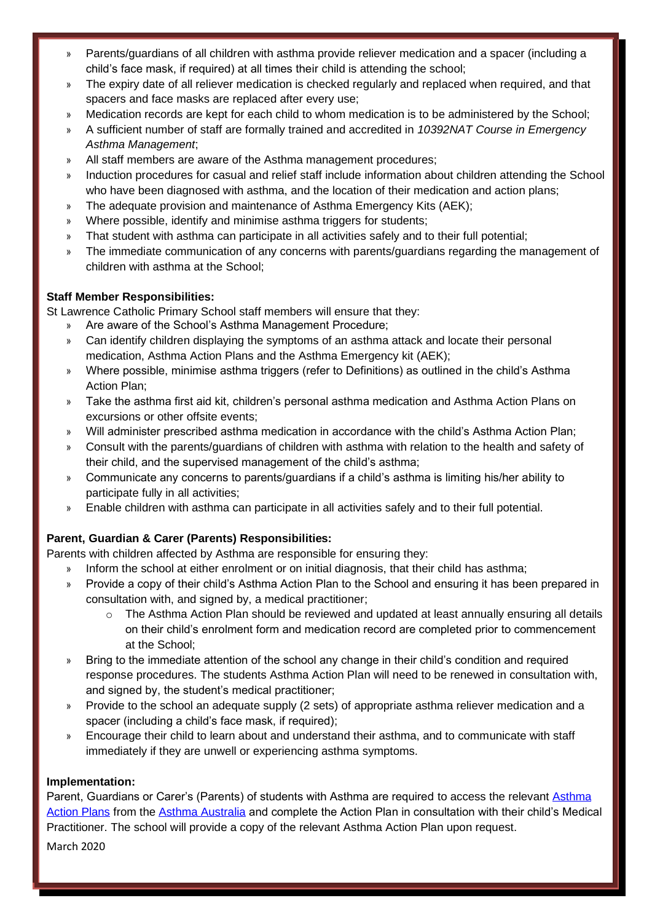- Parents/guardians of all children with asthma provide reliever medication and a spacer (including a child's face mask, if required) at all times their child is attending the school;
- The expiry date of all reliever medication is checked regularly and replaced when required, and that spacers and face masks are replaced after every use;
- Medication records are kept for each child to whom medication is to be administered by the School;
- A sufficient number of staff are formally trained and accredited in *10392NAT Course in Emergency Asthma Management*;
- All staff members are aware of the Asthma management procedures;
- Induction procedures for casual and relief staff include information about children attending the School who have been diagnosed with asthma, and the location of their medication and action plans;
- The adequate provision and maintenance of Asthma Emergency Kits (AEK);
- Where possible, identify and minimise asthma triggers for students;
- That student with asthma can participate in all activities safely and to their full potential;
- The immediate communication of any concerns with parents/guardians regarding the management of children with asthma at the School;

**Staff Member Responsibilities:**

St Lawrence Catholic Primary School staff members will ensure that they:

- Are aware of the School's Asthma Management Procedure;
- Can identify children displaying the symptoms of an asthma attack and locate their personal medication, Asthma Action Plans and the Asthma Emergency kit (AEK);
- Where possible, minimise asthma triggers (refer to Definitions) as outlined in the child's Asthma Action Plan;
- Take the asthma first aid kit, children's personal asthma medication and Asthma Action Plans on excursions or other offsite events;
- Will administer prescribed asthma medication in accordance with the child's Asthma Action Plan;
- Consult with the parents/guardians of children with asthma with relation to the health and safety of their child, and the supervised management of the child's asthma;
- Communicate any concerns to parents/guardians if a child's asthma is limiting his/her ability to participate fully in all activities;
- Enable children with asthma can participate in all activities safely and to their full potential.

**Parent, Guardian & Carer (Parents) Responsibilities:**

Parents with children affected by Asthma are responsible for ensuring they:

- Inform the school at either enrolment or on initial diagnosis, that their child has asthma;
- Provide a copy of their child's Asthma Action Plan to the School and ensuring it has been prepared in consultation with, and signed by, a medical practitioner;
  - The Asthma Action Plan should be reviewed and updated at least annually ensuring all details on their child's enrolment form and medication record are completed prior to commencement at the School;
- Bring to the immediate attention of the school any change in their child's condition and required response procedures. The students Asthma Action Plan will need to be renewed in consultation with, and signed by, the student's medical practitioner;
- Provide to the school an adequate supply (2 sets) of appropriate asthma reliever medication and a spacer (including a child's face mask, if required);
- Encourage their child to learn about and understand their asthma, and to communicate with staff immediately if they are unwell or experiencing asthma symptoms.

**Implementation:**

Parent, Guardians or Carer's (Parents) of students with Asthma are required to access the relevant Asthma Action Plans from the Asthma Australia and complete the Action Plan in consultation with their child's Medical Practitioner. The school will provide a copy of the relevant Asthma Action Plan upon request.

March 2020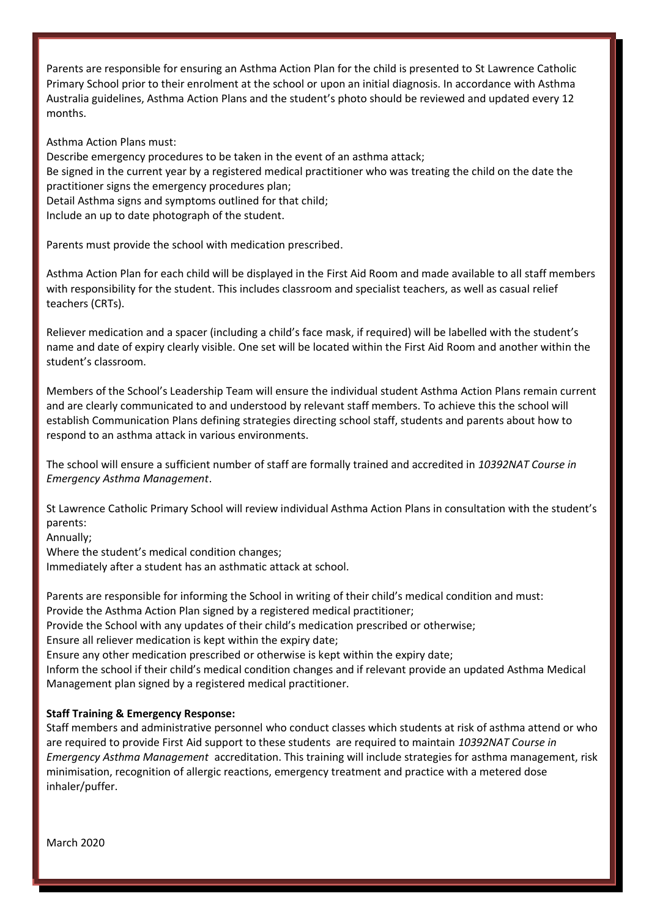Parents are responsible for ensuring an Asthma Action Plan for the child is presented to St Lawrence Catholic Primary School prior to their enrolment at the school or upon an initial diagnosis. In accordance with Asthma Australia guidelines, Asthma Action Plans and the student's photo should be reviewed and updated every 12 months.

Asthma Action Plans must:

Describe emergency procedures to be taken in the event of an asthma attack;
Be signed in the current year by a registered medical practitioner who was treating the child on the date the practitioner signs the emergency procedures plan;
Detail Asthma signs and symptoms outlined for that child;
Include an up to date photograph of the student.

Parents must provide the school with medication prescribed.

Asthma Action Plan for each child will be displayed in the First Aid Room and made available to all staff members with responsibility for the student. This includes classroom and specialist teachers, as well as casual relief teachers (CRTs).

Reliever medication and a spacer (including a child's face mask, if required) will be labelled with the student's name and date of expiry clearly visible. One set will be located within the First Aid Room and another within the student's classroom.

Members of the School's Leadership Team will ensure the individual student Asthma Action Plans remain current and are clearly communicated to and understood by relevant staff members. To achieve this the school will establish Communication Plans defining strategies directing school staff, students and parents about how to respond to an asthma attack in various environments.

The school will ensure a sufficient number of staff are formally trained and accredited in *10392NAT Course in Emergency Asthma Management*.

St Lawrence Catholic Primary School will review individual Asthma Action Plans in consultation with the student's parents:

Annually;
Where the student's medical condition changes;
Immediately after a student has an asthmatic attack at school.

Parents are responsible for informing the School in writing of their child's medical condition and must:

Provide the Asthma Action Plan signed by a registered medical practitioner;
Provide the School with any updates of their child's medication prescribed or otherwise;
Ensure all reliever medication is kept within the expiry date;
Ensure any other medication prescribed or otherwise is kept within the expiry date;
Inform the school if their child's medical condition changes and if relevant provide an updated Asthma Medical Management plan signed by a registered medical practitioner.

**Staff Training & Emergency Response:**

Staff members and administrative personnel who conduct classes which students at risk of asthma attend or who are required to provide First Aid support to these students are required to maintain *10392NAT Course in Emergency Asthma Management* accreditation. This training will include strategies for asthma management, risk minimisation, recognition of allergic reactions, emergency treatment and practice with a metered dose inhaler/puffer.

March 2020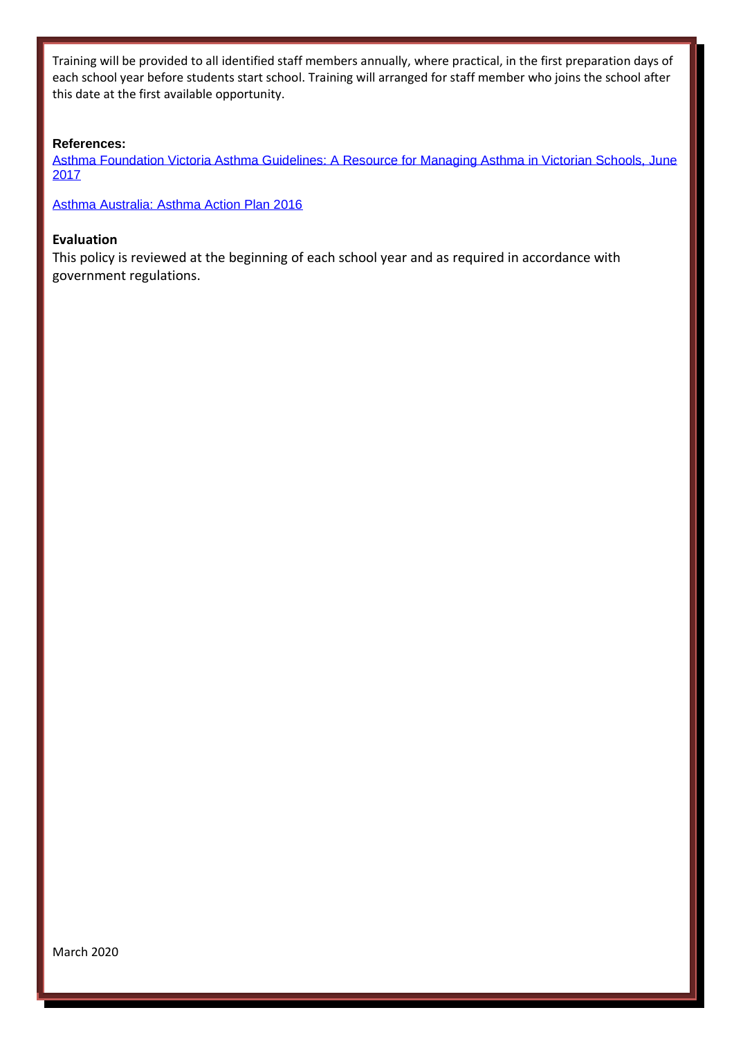Training will be provided to all identified staff members annually, where practical, in the first preparation days of each school year before students start school. Training will arranged for staff member who joins the school after this date at the first available opportunity.

**References:**

[Asthma Foundation Victoria Asthma Guidelines: A Resource for Managing Asthma in Victorian Schools, June 2017]

[Asthma Australia: Asthma Action Plan 2016]

**Evaluation**

This policy is reviewed at the beginning of each school year and as required in accordance with government regulations.

March 2020